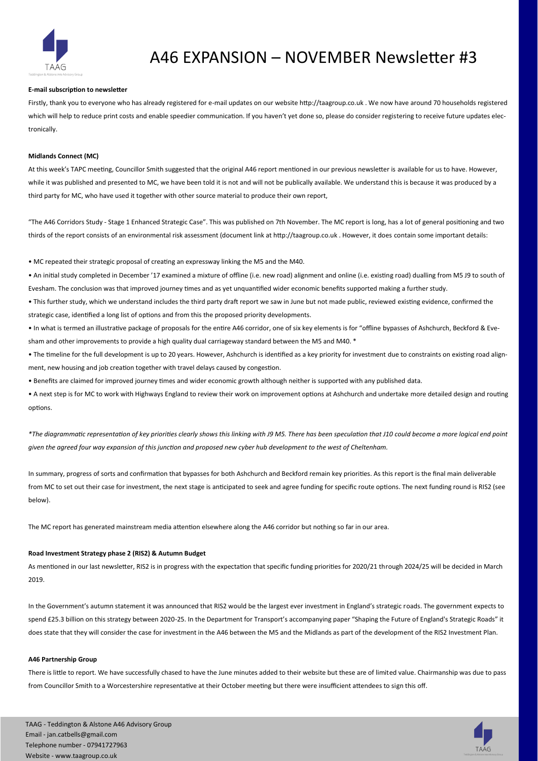# A46 EXPANSION – NOVEMBER Newsletter #3

**E-mail subscription to newsletter**

Firstly, thank you to everyone who has already registered for e-mail updates on our website http://taagroup.co.uk . We now have around 70 households registered which will help to reduce print costs and enable speedier communication. If you haven't yet done so, please do consider registering to receive future updates electronically.

**Midlands Connect (MC)**

At this week's TAPC meeting, Councillor Smith suggested that the original A46 report mentioned in our previous newsletter is available for us to have. However, while it was published and presented to MC, we have been told it is not and will not be publically available. We understand this is because it was produced by a third party for MC, who have used it together with other source material to produce their own report,

"The A46 Corridors Study - Stage 1 Enhanced Strategic Case". This was published on 7th November. The MC report is long, has a lot of general positioning and two thirds of the report consists of an environmental risk assessment (document link at http://taagroup.co.uk . However, it does contain some important details:

- MC repeated their strategic proposal of creating an expressway linking the M5 and the M40.
- An initial study completed in December '17 examined a mixture of offline (i.e. new road) alignment and online (i.e. existing road) dualling from M5 J9 to south of Evesham. The conclusion was that improved journey times and as yet unquantified wider economic benefits supported making a further study.
- This further study, which we understand includes the third party draft report we saw in June but not made public, reviewed existing evidence, confirmed the strategic case, identified a long list of options and from this the proposed priority developments.
- In what is termed an illustrative package of proposals for the entire A46 corridor, one of six key elements is for "offline bypasses of Ashchurch, Beckford & Evesham and other improvements to provide a high quality dual carriageway standard between the M5 and M40. *
- The timeline for the full development is up to 20 years. However, Ashchurch is identified as a key priority for investment due to constraints on existing road alignment, new housing and job creation together with travel delays caused by congestion.
- Benefits are claimed for improved journey times and wider economic growth although neither is supported with any published data.
- A next step is for MC to work with Highways England to review their work on improvement options at Ashchurch and undertake more detailed design and routing options.

*\*The diagrammatic representation of key priorities clearly shows this linking with J9 M5. There has been speculation that J10 could become a more logical end point given the agreed four way expansion of this junction and proposed new cyber hub development to the west of Cheltenham.*

In summary, progress of sorts and confirmation that bypasses for both Ashchurch and Beckford remain key priorities. As this report is the final main deliverable from MC to set out their case for investment, the next stage is anticipated to seek and agree funding for specific route options. The next funding round is RIS2 (see below).

The MC report has generated mainstream media attention elsewhere along the A46 corridor but nothing so far in our area.

**Road Investment Strategy phase 2 (RIS2) & Autumn Budget**

As mentioned in our last newsletter, RIS2 is in progress with the expectation that specific funding priorities for 2020/21 through 2024/25 will be decided in March 2019.

In the Government's autumn statement it was announced that RIS2 would be the largest ever investment in England's strategic roads. The government expects to spend £25.3 billion on this strategy between 2020-25. In the Department for Transport's accompanying paper "Shaping the Future of England's Strategic Roads" it does state that they will consider the case for investment in the A46 between the M5 and the Midlands as part of the development of the RIS2 Investment Plan.

**A46 Partnership Group**

There is little to report. We have successfully chased to have the June minutes added to their website but these are of limited value. Chairmanship was due to pass from Councillor Smith to a Worcestershire representative at their October meeting but there were insufficient attendees to sign this off.

TAAG - Teddington & Alstone A46 Advisory Group
Email - jan.catbells@gmail.com
Telephone number - 07941727963
Website - www.taagroup.co.uk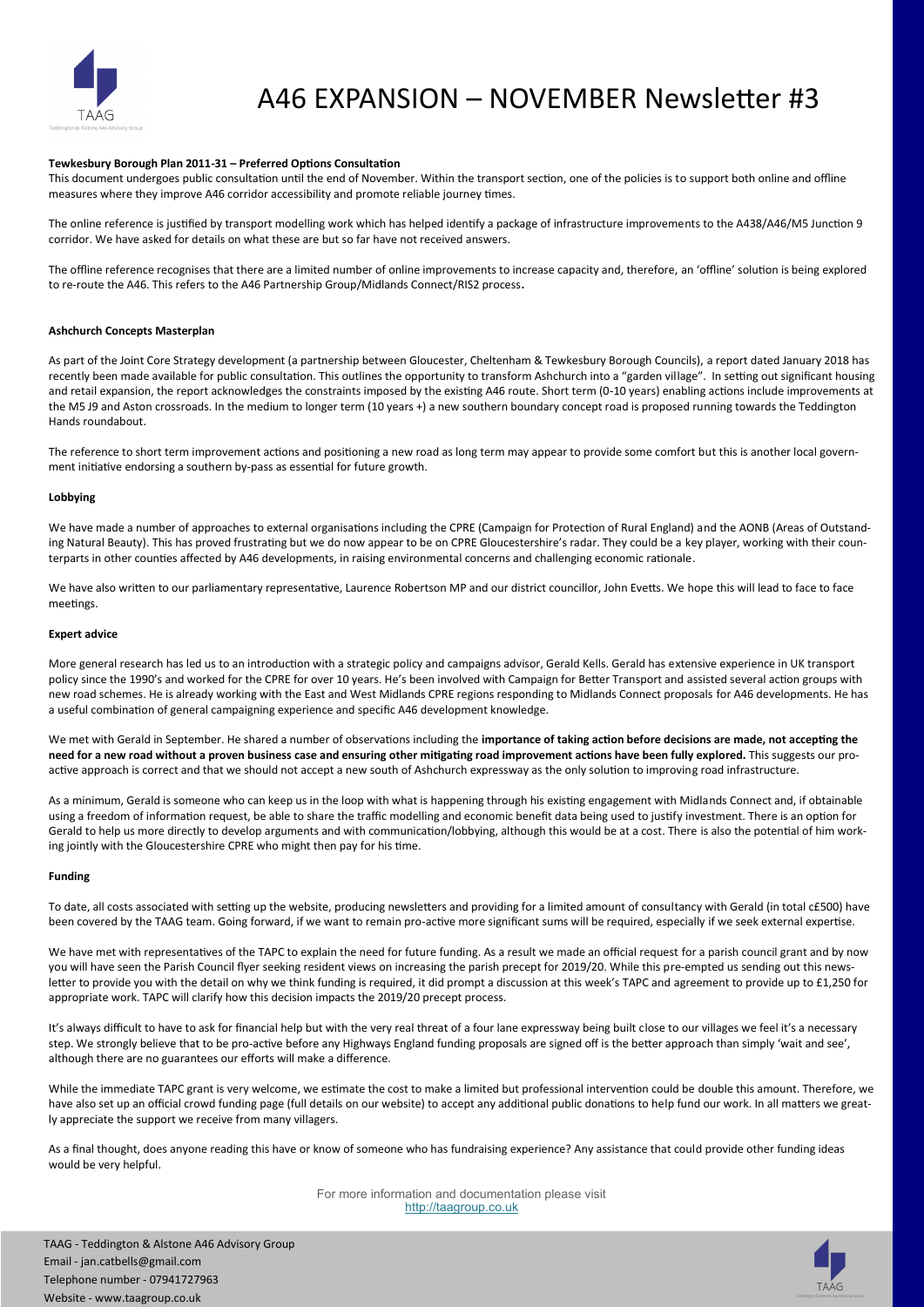# A46 EXPANSION – NOVEMBER Newsletter #3

**Tewkesbury Borough Plan 2011-31 – Preferred Options Consultation**

This document undergoes public consultation until the end of November. Within the transport section, one of the policies is to support both online and offline measures where they improve A46 corridor accessibility and promote reliable journey times.

The online reference is justified by transport modelling work which has helped identify a package of infrastructure improvements to the A438/A46/M5 Junction 9 corridor. We have asked for details on what these are but so far have not received answers.

The offline reference recognises that there are a limited number of online improvements to increase capacity and, therefore, an 'offline' solution is being explored to re-route the A46. This refers to the A46 Partnership Group/Midlands Connect/RIS2 process**.**

**Ashchurch Concepts Masterplan**

As part of the Joint Core Strategy development (a partnership between Gloucester, Cheltenham & Tewkesbury Borough Councils), a report dated January 2018 has recently been made available for public consultation. This outlines the opportunity to transform Ashchurch into a "garden village". In setting out significant housing and retail expansion, the report acknowledges the constraints imposed by the existing A46 route. Short term (0-10 years) enabling actions include improvements at the M5 J9 and Aston crossroads. In the medium to longer term (10 years +) a new southern boundary concept road is proposed running towards the Teddington Hands roundabout.

The reference to short term improvement actions and positioning a new road as long term may appear to provide some comfort but this is another local government initiative endorsing a southern by-pass as essential for future growth.

**Lobbying**

We have made a number of approaches to external organisations including the CPRE (Campaign for Protection of Rural England) and the AONB (Areas of Outstanding Natural Beauty). This has proved frustrating but we do now appear to be on CPRE Gloucestershire's radar. They could be a key player, working with their counterparts in other counties affected by A46 developments, in raising environmental concerns and challenging economic rationale.

We have also written to our parliamentary representative, Laurence Robertson MP and our district councillor, John Evetts. We hope this will lead to face to face meetings.

**Expert advice**

More general research has led us to an introduction with a strategic policy and campaigns advisor, Gerald Kells. Gerald has extensive experience in UK transport policy since the 1990's and worked for the CPRE for over 10 years. He's been involved with Campaign for Better Transport and assisted several action groups with new road schemes. He is already working with the East and West Midlands CPRE regions responding to Midlands Connect proposals for A46 developments. He has a useful combination of general campaigning experience and specific A46 development knowledge.

We met with Gerald in September. He shared a number of observations including the **importance of taking action before decisions are made, not accepting the need for a new road without a proven business case and ensuring other mitigating road improvement actions have been fully explored.** This suggests our pro-active approach is correct and that we should not accept a new south of Ashchurch expressway as the only solution to improving road infrastructure.

As a minimum, Gerald is someone who can keep us in the loop with what is happening through his existing engagement with Midlands Connect and, if obtainable using a freedom of information request, be able to share the traffic modelling and economic benefit data being used to justify investment. There is an option for Gerald to help us more directly to develop arguments and with communication/lobbying, although this would be at a cost. There is also the potential of him working jointly with the Gloucestershire CPRE who might then pay for his time.

**Funding**

To date, all costs associated with setting up the website, producing newsletters and providing for a limited amount of consultancy with Gerald (in total c£500) have been covered by the TAAG team. Going forward, if we want to remain pro-active more significant sums will be required, especially if we seek external expertise.

We have met with representatives of the TAPC to explain the need for future funding. As a result we made an official request for a parish council grant and by now you will have seen the Parish Council flyer seeking resident views on increasing the parish precept for 2019/20. While this pre-empted us sending out this newsletter to provide you with the detail on why we think funding is required, it did prompt a discussion at this week's TAPC and agreement to provide up to £1,250 for appropriate work. TAPC will clarify how this decision impacts the 2019/20 precept process.

It's always difficult to have to ask for financial help but with the very real threat of a four lane expressway being built close to our villages we feel it's a necessary step. We strongly believe that to be pro-active before any Highways England funding proposals are signed off is the better approach than simply 'wait and see', although there are no guarantees our efforts will make a difference.

While the immediate TAPC grant is very welcome, we estimate the cost to make a limited but professional intervention could be double this amount. Therefore, we have also set up an official crowd funding page (full details on our website) to accept any additional public donations to help fund our work. In all matters we greatly appreciate the support we receive from many villagers.

As a final thought, does anyone reading this have or know of someone who has fundraising experience? Any assistance that could provide other funding ideas would be very helpful.

For more information and documentation please visit
http://taagroup.co.uk

TAAG - Teddington & Alstone A46 Advisory Group
Email - jan.catbells@gmail.com
Telephone number - 07941727963
Website - www.taagroup.co.uk